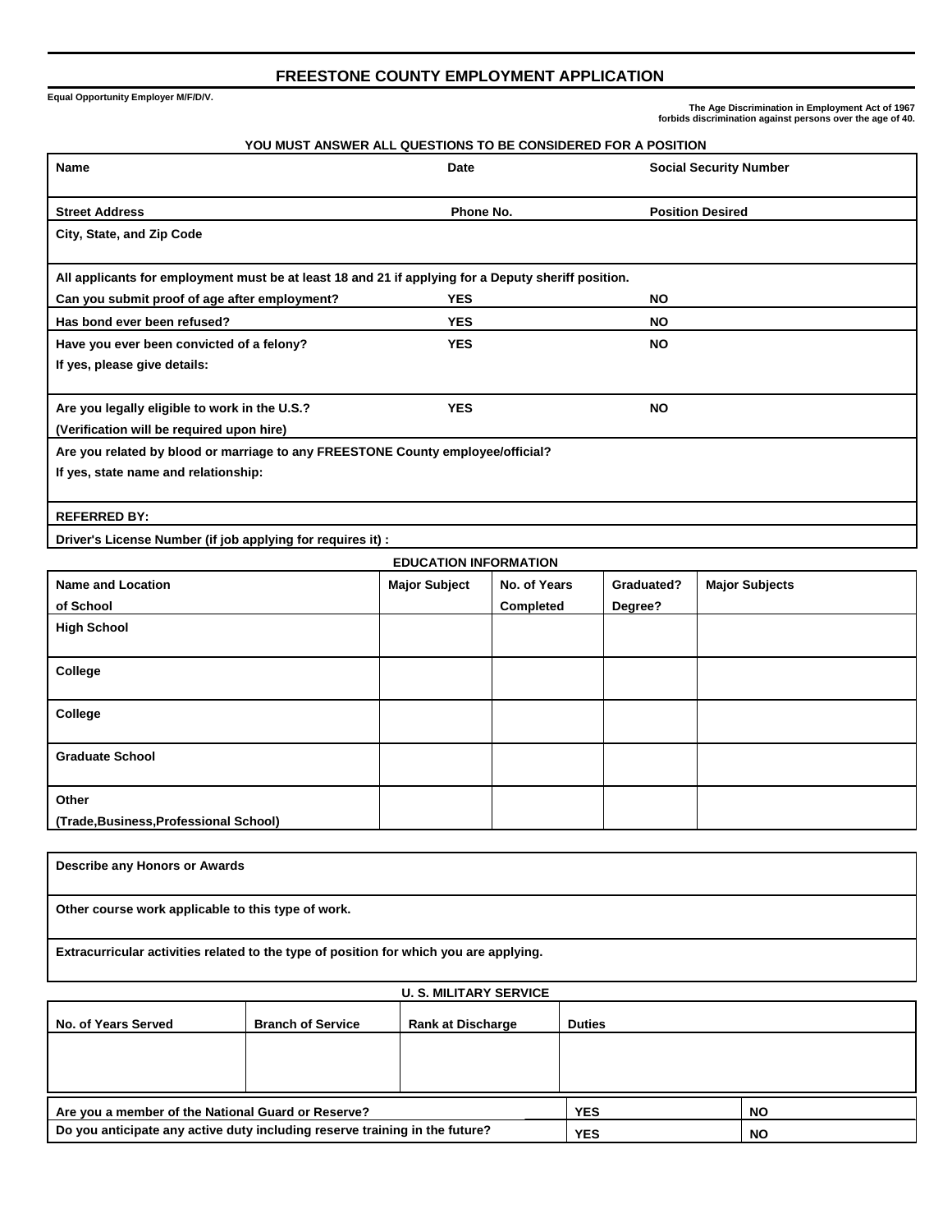# FREESTONE COUNTY EMPLOYMENT APPLICATION

**Equal Opportunity Employer M/F/D/V.**

**The Age Discrimination in Employment Act of 1967 forbids discrimination against persons over the age of 40.**

**YOU MUST ANSWER ALL QUESTIONS TO BE CONSIDERED FOR A POSITION**

| Name | Date | Social Security Number |
|---|---|---|
| Street Address | Phone No. | Position Desired |
| City, State, and Zip Code | | |

All applicants for employment must be at least 18 and 21 if applying for a Deputy sheriff position.

| | | |
|---|---|---|
| Can you submit proof of age after employment? | YES | NO |
| Has bond ever been refused? | YES | NO |
| Have you ever been convicted of a felony? | YES | NO |
| If yes, please give details: | | |
| Are you legally eligible to work in the U.S.? (Verification will be required upon hire) | YES | NO |

Are you related by blood or marriage to any FREESTONE County employee/official?

If yes, state name and relationship:

REFERRED BY:

Driver's License Number (if job applying for requires it) :

## EDUCATION INFORMATION

| Name and Location of School | Major Subject | No. of Years Completed | Graduated? Degree? | Major Subjects |
|---|---|---|---|---|
| High School | | | | |
| College | | | | |
| College | | | | |
| Graduate School | | | | |
| Other (Trade,Business,Professional School) | | | | |

Describe any Honors or Awards

Other course work applicable to this type of work.

Extracurricular activities related to the type of position for which you are applying.

## U. S. MILITARY SERVICE

| No. of Years Served | Branch of Service | Rank at Discharge | Duties |
|---|---|---|---|
| | | | |

| | | |
|---|---|---|
| Are you a member of the National Guard or Reserve? | YES | NO |
| Do you anticipate any active duty including reserve training in the future? | YES | NO |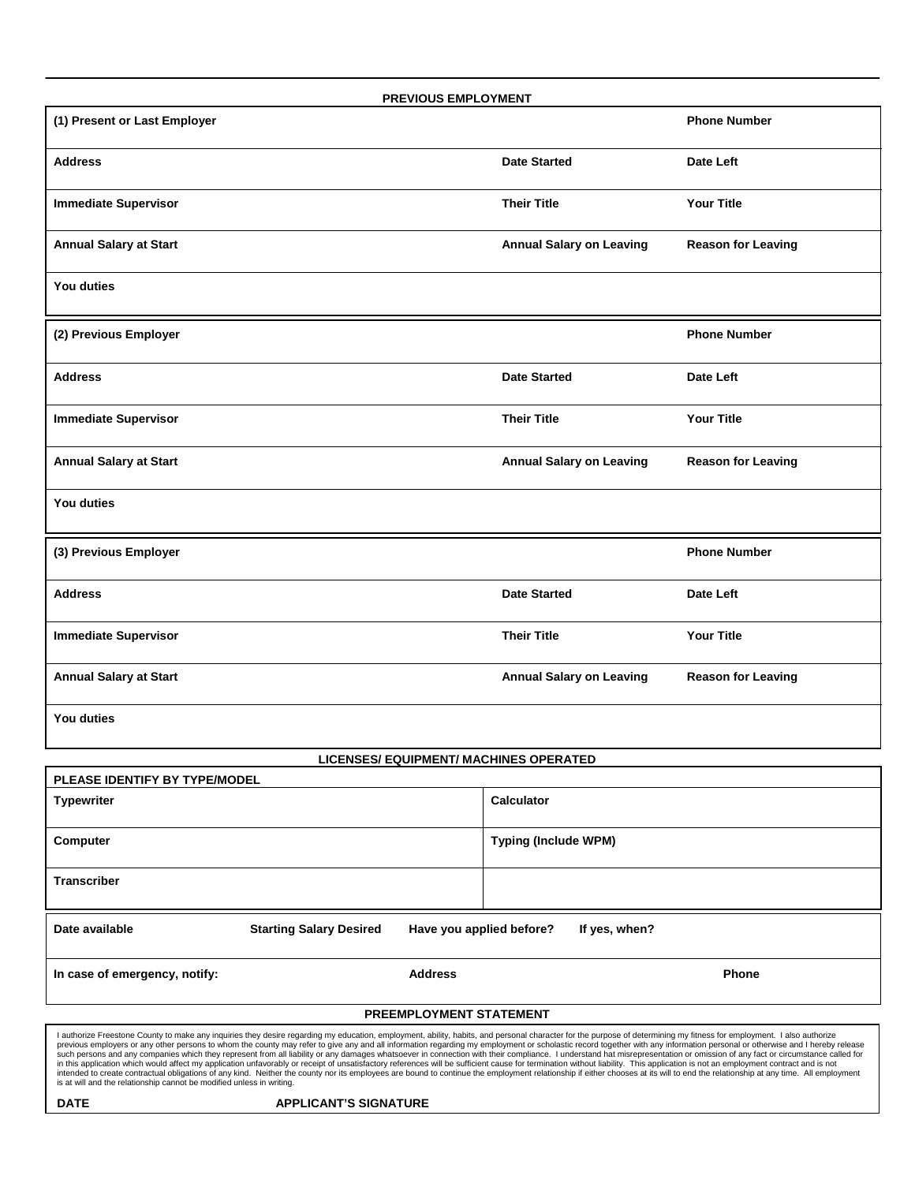## PREVIOUS EMPLOYMENT

| | | |
|---|---|---|
| **(1) Present or Last Employer** | | **Phone Number** |
| **Address** | **Date Started** | **Date Left** |
| **Immediate Supervisor** | **Their Title** | **Your Title** |
| **Annual Salary at Start** | **Annual Salary on Leaving** | **Reason for Leaving** |
| **You duties** | | |

| | | |
|---|---|---|
| **(2) Previous Employer** | | **Phone Number** |
| **Address** | **Date Started** | **Date Left** |
| **Immediate Supervisor** | **Their Title** | **Your Title** |
| **Annual Salary at Start** | **Annual Salary on Leaving** | **Reason for Leaving** |
| **You duties** | | |

| | | |
|---|---|---|
| **(3) Previous Employer** | | **Phone Number** |
| **Address** | **Date Started** | **Date Left** |
| **Immediate Supervisor** | **Their Title** | **Your Title** |
| **Annual Salary at Start** | **Annual Salary on Leaving** | **Reason for Leaving** |
| **You duties** | | |

## LICENSES/ EQUIPMENT/ MACHINES OPERATED

| | |
|---|---|
| **PLEASE IDENTIFY BY TYPE/MODEL** | |
| **Typewriter** | **Calculator** |
| **Computer** | **Typing (Include WPM)** |
| **Transcriber** | |

| | | | |
|---|---|---|---|
| **Date available** | **Starting Salary Desired** | **Have you applied before?** | **If yes, when?** |

| | | |
|---|---|---|
| **In case of emergency, notify:** | **Address** | **Phone** |

## PREEMPLOYMENT STATEMENT

I authorize Freestone County to make any inquiries they desire regarding my education, employment, ability, habits, and personal character for the purpose of determining my fitness for employment. I also authorize previous employers or any other persons to whom the county may refer to give any and all information regarding my employment or scholastic record together with any information personal or otherwise and I hereby release such persons and any companies which they represent from all liability or any damages whatsoever in connection with their compliance. I understand that misrepresentation or omission of any fact or circumstance called for in this application which would affect my application unfavorably or receipt of unsatisfactory references will be sufficient cause for termination without liability. This application is not an employment contract and is not intended to create contractual obligations of any kind. Neither the county nor its employees are bound to continue the employment relationship if either chooses at its will to end the relationship at any time. All employment is at will and the relationship cannot be modified unless in writing.

**DATE** **APPLICANT'S SIGNATURE**